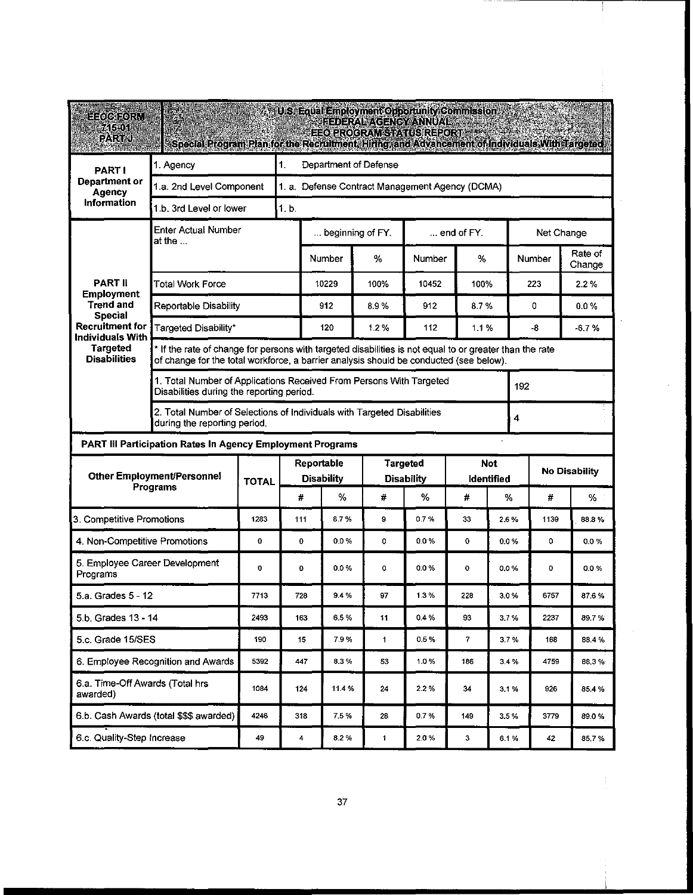| EEOC FORM 715-01 PART J | U.S. Equal Employment Opportunity Commission FEDERAL AGENCY ANNUAL EEO PROGRAM STATUS REPORT Special Program Plan for the Recruitment, Hiring, and Advancement of Individuals With Targeted |
|---|---|

| PART I Department or Agency Information | | |
|---|---|---|
| | 1. Agency | 1. Department of Defense |
| | 1.a. 2nd Level Component | 1. a. Defense Contract Management Agency (DCMA) |
| | 1.b. 3rd Level or lower | 1. b. |

| PART II Employment Trend and Special Recruitment for Individuals With Targeted Disabilities | | | | | | |
|---|---|---|---|---|---|---|
| Enter Actual Number at the ... | ... beginning of FY. | | ... end of FY. | | Net Change | |
| | Number | % | Number | % | Number | Rate of Change |
| Total Work Force | 10229 | 100% | 10452 | 100% | 223 | 2.2 % |
| Reportable Disability | 912 | 8.9 % | 912 | 8.7 % | 0 | 0.0 % |
| Targeted Disability* | 120 | 1.2 % | 112 | 1.1 % | -8 | -6.7 % |

* If the rate of change for persons with targeted disabilities is not equal to or greater than the rate of change for the total workforce, a barrier analysis should be conducted (see below).

| | |
|---|---|
| 1. Total Number of Applications Received From Persons With Targeted Disabilities during the reporting period. | 192 |
| 2. Total Number of Selections of Individuals with Targeted Disabilities during the reporting period. | 4 |

**PART III Participation Rates In Agency Employment Programs**

| Other Employment/Personnel Programs | TOTAL | Reportable Disability | | Targeted Disability | | Not Identified | | No Disability | |
|---|---|---|---|---|---|---|---|---|---|
| | | # | % | # | % | # | % | # | % |
| 3. Competitive Promotions | 1283 | 111 | 8.7 % | 9 | 0.7 % | 33 | 2.6 % | 1139 | 88.8 % |
| 4. Non-Competitive Promotions | 0 | 0 | 0.0 % | 0 | 0.0 % | 0 | 0.0 % | 0 | 0.0 % |
| 5. Employee Career Development Programs | 0 | 0 | 0.0 % | 0 | 0.0 % | 0 | 0.0 % | 0 | 0.0 % |
| 5.a. Grades 5 - 12 | 7713 | 728 | 9.4 % | 97 | 1.3 % | 228 | 3.0 % | 6757 | 87.6 % |
| 5.b. Grades 13 - 14 | 2493 | 163 | 6.5 % | 11 | 0.4 % | 93 | 3.7 % | 2237 | 89.7 % |
| 5.c. Grade 15/SES | 190 | 15 | 7.9 % | 1 | 0.5 % | 7 | 3.7 % | 168 | 88.4 % |
| 6. Employee Recognition and Awards | 5392 | 447 | 8.3 % | 53 | 1.0 % | 186 | 3.4 % | 4759 | 88.3 % |
| 6.a. Time-Off Awards (Total hrs awarded) | 1084 | 124 | 11.4 % | 24 | 2.2 % | 34 | 3.1 % | 926 | 85.4 % |
| 6.b. Cash Awards (total $$$ awarded) | 4246 | 318 | 7.5 % | 28 | 0.7 % | 149 | 3.5 % | 3779 | 89.0 % |
| 6.c. Quality-Step Increase | 49 | 4 | 8.2 % | 1 | 2.0 % | 3 | 6.1 % | 42 | 85.7 % |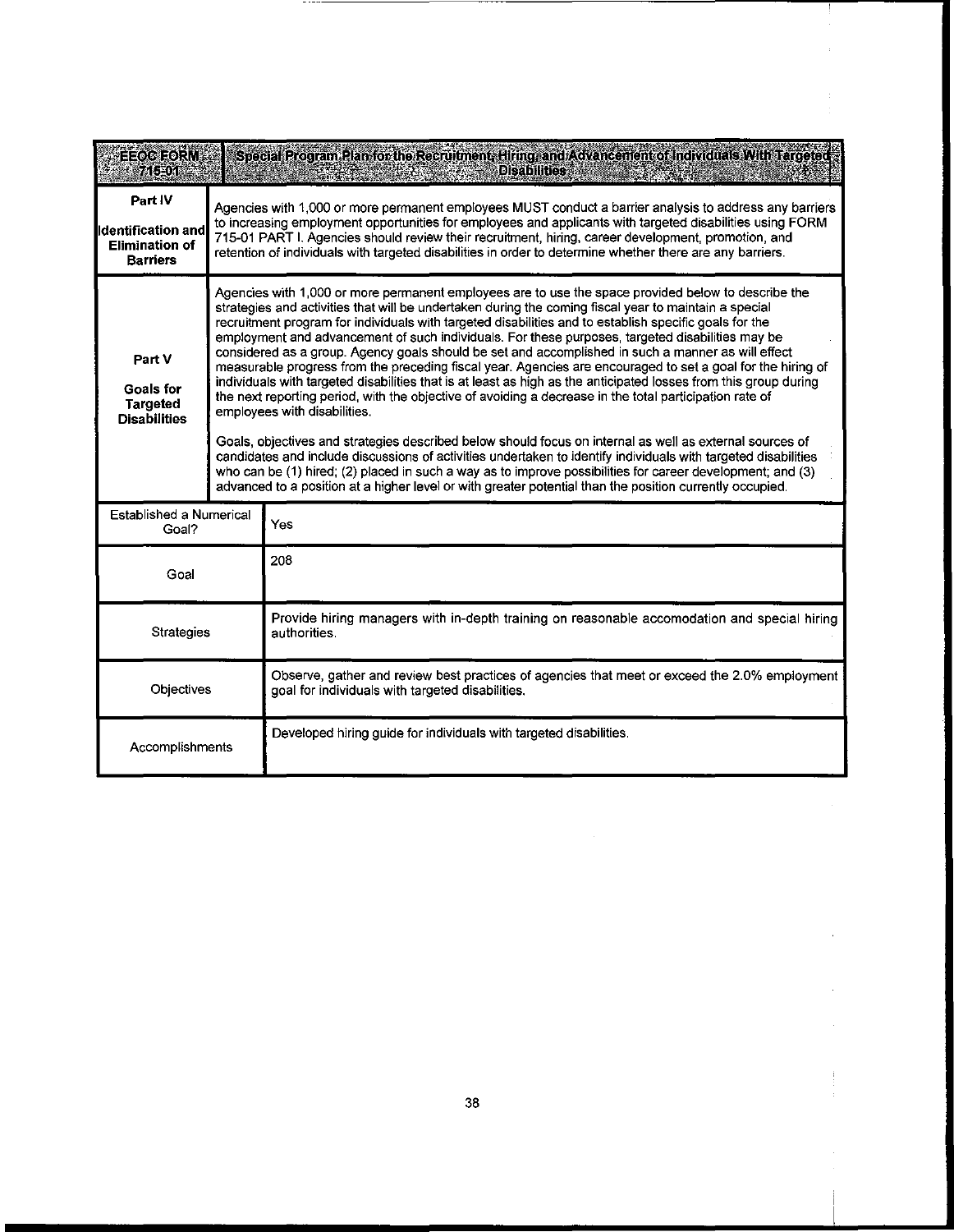| EEOC FORM 715-01 | Special Program Plan for the Recruitment, Hiring, and Advancement of Individuals With Targeted Disabilities |
|---|---|
| **Part IV**<br><br>**Identification and Elimination of Barriers** | Agencies with 1,000 or more permanent employees MUST conduct a barrier analysis to address any barriers to increasing employment opportunities for employees and applicants with targeted disabilities using FORM 715-01 PART I. Agencies should review their recruitment, hiring, career development, promotion, and retention of individuals with targeted disabilities in order to determine whether there are any barriers. |
| **Part V**<br><br>**Goals for Targeted Disabilities** | Agencies with 1,000 or more permanent employees are to use the space provided below to describe the strategies and activities that will be undertaken during the coming fiscal year to maintain a special recruitment program for individuals with targeted disabilities and to establish specific goals for the employment and advancement of such individuals. For these purposes, targeted disabilities may be considered as a group. Agency goals should be set and accomplished in such a manner as will effect measurable progress from the preceding fiscal year. Agencies are encouraged to set a goal for the hiring of individuals with targeted disabilities that is at least as high as the anticipated losses from this group during the next reporting period, with the objective of avoiding a decrease in the total participation rate of employees with disabilities.<br><br>Goals, objectives and strategies described below should focus on internal as well as external sources of candidates and include discussions of activities undertaken to identify individuals with targeted disabilities who can be (1) hired; (2) placed in such a way as to improve possibilities for career development; and (3) advanced to a position at a higher level or with greater potential than the position currently occupied. |
| Established a Numerical Goal? | Yes |
| Goal | 208 |
| Strategies | Provide hiring managers with in-depth training on reasonable accomodation and special hiring authorities. |
| Objectives | Observe, gather and review best practices of agencies that meet or exceed the 2.0% employment goal for individuals with targeted disabilities. |
| Accomplishments | Developed hiring guide for individuals with targeted disabilities. |